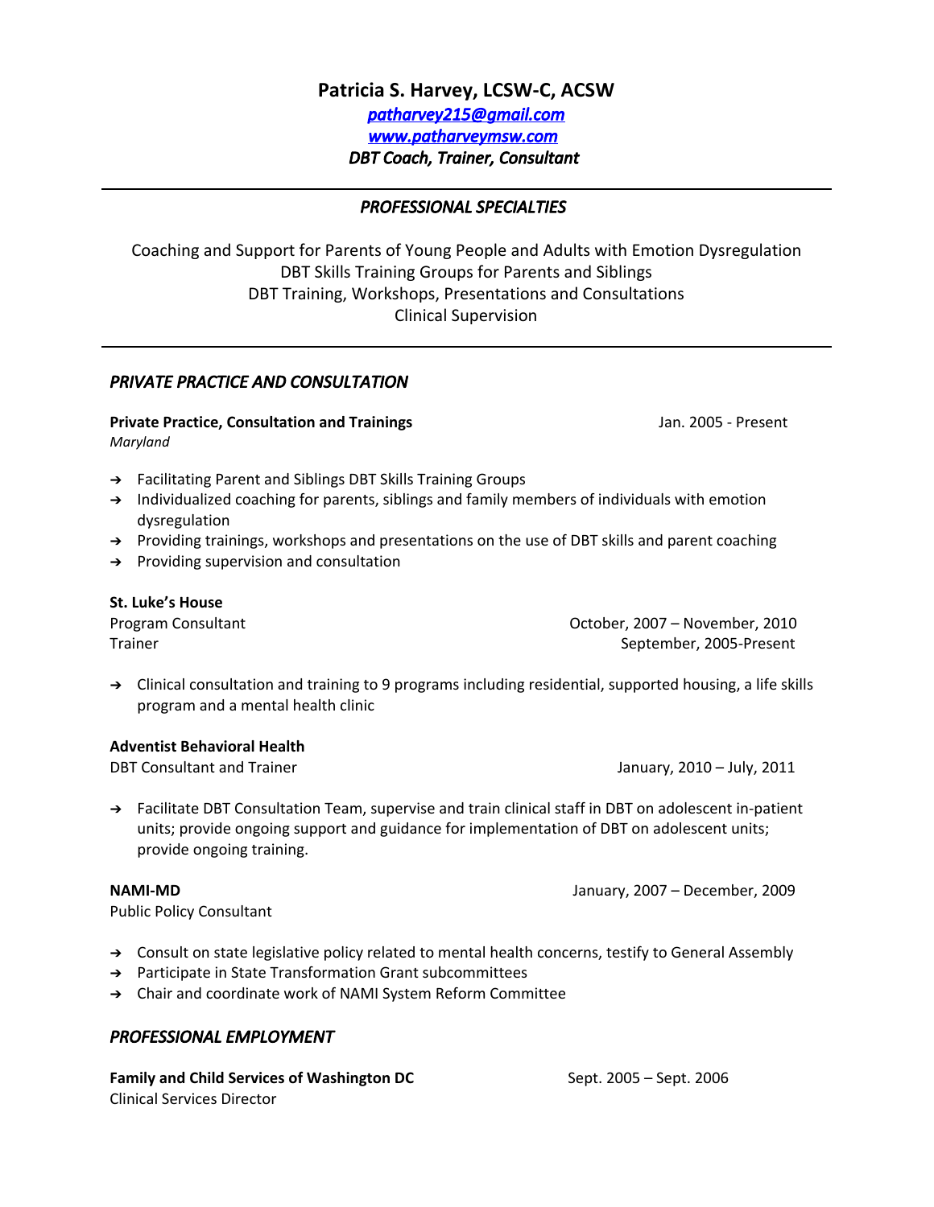# Patricia S. Harvey, LCSW-C, ACSW

*patharvey215@gmail.com*
*www.patharveymsw.com*
***DBT Coach, Trainer, Consultant***

---

## *PROFESSIONAL SPECIALTIES*

Coaching and Support for Parents of Young People and Adults with Emotion Dysregulation
DBT Skills Training Groups for Parents and Siblings
DBT Training, Workshops, Presentations and Consultations
Clinical Supervision

---

## *PRIVATE PRACTICE AND CONSULTATION*

**Private Practice, Consultation and Trainings** — Jan. 2005 - Present
*Maryland*

- ➔ Facilitating Parent and Siblings DBT Skills Training Groups
- ➔ Individualized coaching for parents, siblings and family members of individuals with emotion dysregulation
- ➔ Providing trainings, workshops and presentations on the use of DBT skills and parent coaching
- ➔ Providing supervision and consultation

**St. Luke's House**
Program Consultant — October, 2007 – November, 2010
Trainer — September, 2005-Present

- ➔ Clinical consultation and training to 9 programs including residential, supported housing, a life skills program and a mental health clinic

**Adventist Behavioral Health**
DBT Consultant and Trainer — January, 2010 – July, 2011

- ➔ Facilitate DBT Consultation Team, supervise and train clinical staff in DBT on adolescent in-patient units; provide ongoing support and guidance for implementation of DBT on adolescent units; provide ongoing training.

**NAMI-MD** — January, 2007 – December, 2009
Public Policy Consultant

- ➔ Consult on state legislative policy related to mental health concerns, testify to General Assembly
- ➔ Participate in State Transformation Grant subcommittees
- ➔ Chair and coordinate work of NAMI System Reform Committee

## *PROFESSIONAL EMPLOYMENT*

**Family and Child Services of Washington DC** — Sept. 2005 – Sept. 2006
Clinical Services Director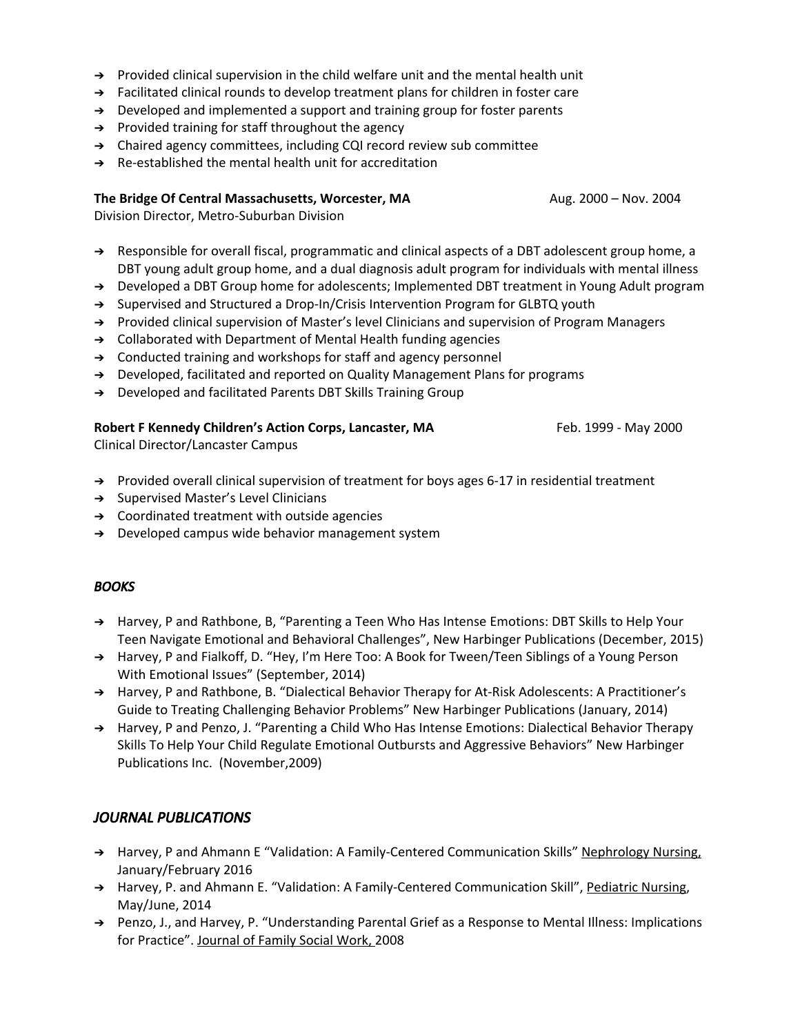- ➔ Provided clinical supervision in the child welfare unit and the mental health unit
- ➔ Facilitated clinical rounds to develop treatment plans for children in foster care
- ➔ Developed and implemented a support and training group for foster parents
- ➔ Provided training for staff throughout the agency
- ➔ Chaired agency committees, including CQI record review sub committee
- ➔ Re-established the mental health unit for accreditation

**The Bridge Of Central Massachusetts, Worcester, MA** Aug. 2000 – Nov. 2004
Division Director, Metro-Suburban Division

- ➔ Responsible for overall fiscal, programmatic and clinical aspects of a DBT adolescent group home, a DBT young adult group home, and a dual diagnosis adult program for individuals with mental illness
- ➔ Developed a DBT Group home for adolescents; Implemented DBT treatment in Young Adult program
- ➔ Supervised and Structured a Drop-In/Crisis Intervention Program for GLBTQ youth
- ➔ Provided clinical supervision of Master's level Clinicians and supervision of Program Managers
- ➔ Collaborated with Department of Mental Health funding agencies
- ➔ Conducted training and workshops for staff and agency personnel
- ➔ Developed, facilitated and reported on Quality Management Plans for programs
- ➔ Developed and facilitated Parents DBT Skills Training Group

**Robert F Kennedy Children's Action Corps, Lancaster, MA** Feb. 1999 - May 2000
Clinical Director/Lancaster Campus

- ➔ Provided overall clinical supervision of treatment for boys ages 6-17 in residential treatment
- ➔ Supervised Master's Level Clinicians
- ➔ Coordinated treatment with outside agencies
- ➔ Developed campus wide behavior management system

## ***BOOKS***

- ➔ Harvey, P and Rathbone, B, "Parenting a Teen Who Has Intense Emotions: DBT Skills to Help Your Teen Navigate Emotional and Behavioral Challenges", New Harbinger Publications (December, 2015)
- ➔ Harvey, P and Fialkoff, D. "Hey, I'm Here Too: A Book for Tween/Teen Siblings of a Young Person With Emotional Issues" (September, 2014)
- ➔ Harvey, P and Rathbone, B. "Dialectical Behavior Therapy for At-Risk Adolescents: A Practitioner's Guide to Treating Challenging Behavior Problems" New Harbinger Publications (January, 2014)
- ➔ Harvey, P and Penzo, J. "Parenting a Child Who Has Intense Emotions: Dialectical Behavior Therapy Skills To Help Your Child Regulate Emotional Outbursts and Aggressive Behaviors" New Harbinger Publications Inc. (November,2009)

## ***JOURNAL PUBLICATIONS***

- ➔ Harvey, P and Ahmann E "Validation: A Family-Centered Communication Skills" Nephrology Nursing, January/February 2016
- ➔ Harvey, P. and Ahmann E. "Validation: A Family-Centered Communication Skill", Pediatric Nursing, May/June, 2014
- ➔ Penzo, J., and Harvey, P. "Understanding Parental Grief as a Response to Mental Illness: Implications for Practice". Journal of Family Social Work, 2008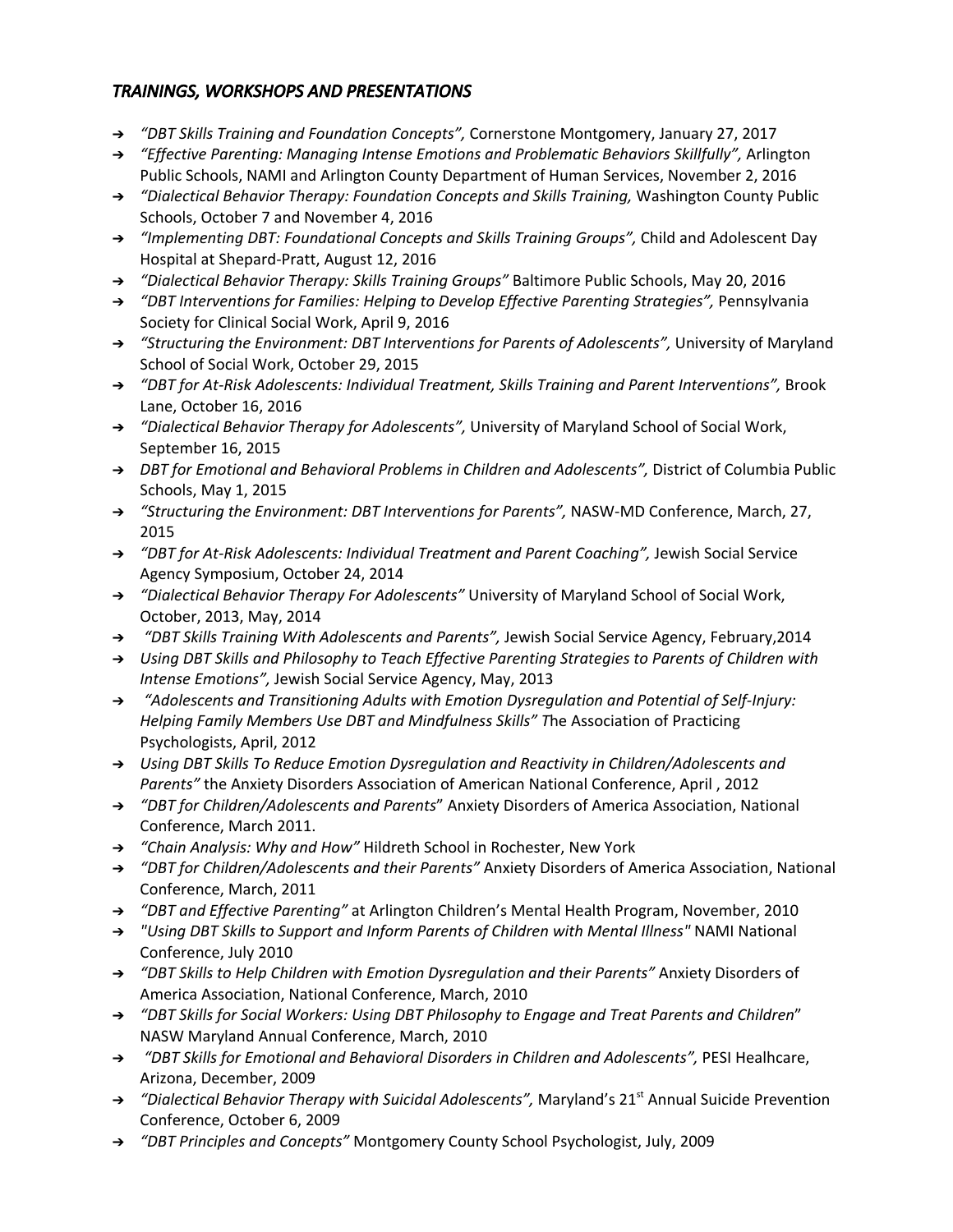## *TRAININGS, WORKSHOPS AND PRESENTATIONS*

- *"DBT Skills Training and Foundation Concepts",* Cornerstone Montgomery, January 27, 2017
- *"Effective Parenting: Managing Intense Emotions and Problematic Behaviors Skillfully",* Arlington Public Schools, NAMI and Arlington County Department of Human Services, November 2, 2016
- *"Dialectical Behavior Therapy: Foundation Concepts and Skills Training,* Washington County Public Schools, October 7 and November 4, 2016
- *"Implementing DBT: Foundational Concepts and Skills Training Groups",* Child and Adolescent Day Hospital at Shepard-Pratt, August 12, 2016
- *"Dialectical Behavior Therapy: Skills Training Groups"* Baltimore Public Schools, May 20, 2016
- *"DBT Interventions for Families: Helping to Develop Effective Parenting Strategies",* Pennsylvania Society for Clinical Social Work, April 9, 2016
- *"Structuring the Environment: DBT Interventions for Parents of Adolescents",* University of Maryland School of Social Work, October 29, 2015
- *"DBT for At-Risk Adolescents: Individual Treatment, Skills Training and Parent Interventions",* Brook Lane, October 16, 2016
- *"Dialectical Behavior Therapy for Adolescents",* University of Maryland School of Social Work, September 16, 2015
- *DBT for Emotional and Behavioral Problems in Children and Adolescents",* District of Columbia Public Schools, May 1, 2015
- *"Structuring the Environment: DBT Interventions for Parents",* NASW-MD Conference, March, 27, 2015
- *"DBT for At-Risk Adolescents: Individual Treatment and Parent Coaching",* Jewish Social Service Agency Symposium, October 24, 2014
- *"Dialectical Behavior Therapy For Adolescents"* University of Maryland School of Social Work, October, 2013, May, 2014
- *"DBT Skills Training With Adolescents and Parents",* Jewish Social Service Agency, February,2014
- *Using DBT Skills and Philosophy to Teach Effective Parenting Strategies to Parents of Children with Intense Emotions",* Jewish Social Service Agency, May, 2013
- *"Adolescents and Transitioning Adults with Emotion Dysregulation and Potential of Self-Injury: Helping Family Members Use DBT and Mindfulness Skills" T*he Association of Practicing Psychologists, April, 2012
- *Using DBT Skills To Reduce Emotion Dysregulation and Reactivity in Children/Adolescents and Parents"* the Anxiety Disorders Association of American National Conference, April , 2012
- *"DBT for Children/Adolescents and Parents*" Anxiety Disorders of America Association, National Conference, March 2011.
- *"Chain Analysis: Why and How"* Hildreth School in Rochester, New York
- *"DBT for Children/Adolescents and their Parents"* Anxiety Disorders of America Association, National Conference, March, 2011
- *"DBT and Effective Parenting"* at Arlington Children's Mental Health Program, November, 2010
- *"Using DBT Skills to Support and Inform Parents of Children with Mental Illness"* NAMI National Conference, July 2010
- *"DBT Skills to Help Children with Emotion Dysregulation and their Parents"* Anxiety Disorders of America Association, National Conference, March, 2010
- *"DBT Skills for Social Workers: Using DBT Philosophy to Engage and Treat Parents and Children*" NASW Maryland Annual Conference, March, 2010
- *"DBT Skills for Emotional and Behavioral Disorders in Children and Adolescents",* PESI Healhcare, Arizona, December, 2009
- *"Dialectical Behavior Therapy with Suicidal Adolescents",* Maryland's 21st Annual Suicide Prevention Conference, October 6, 2009
- *"DBT Principles and Concepts"* Montgomery County School Psychologist, July, 2009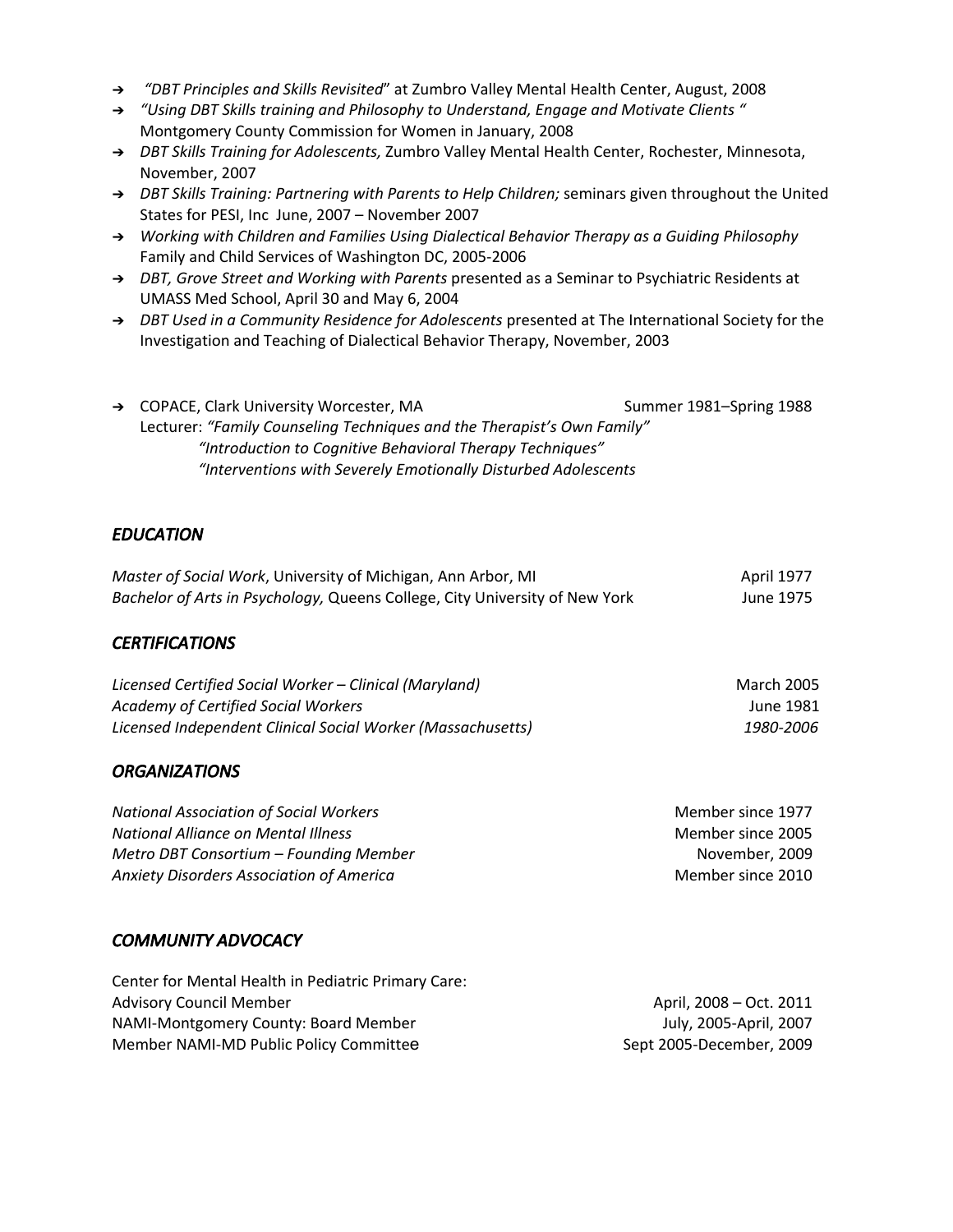- *"DBT Principles and Skills Revisited*" at Zumbro Valley Mental Health Center, August, 2008
- *"Using DBT Skills training and Philosophy to Understand, Engage and Motivate Clients "* Montgomery County Commission for Women in January, 2008
- *DBT Skills Training for Adolescents,* Zumbro Valley Mental Health Center, Rochester, Minnesota, November, 2007
- *DBT Skills Training: Partnering with Parents to Help Children;* seminars given throughout the United States for PESI, Inc June, 2007 – November 2007
- *Working with Children and Families Using Dialectical Behavior Therapy as a Guiding Philosophy* Family and Child Services of Washington DC, 2005-2006
- *DBT, Grove Street and Working with Parents* presented as a Seminar to Psychiatric Residents at UMASS Med School, April 30 and May 6, 2004
- *DBT Used in a Community Residence for Adolescents* presented at The International Society for the Investigation and Teaching of Dialectical Behavior Therapy, November, 2003

- COPACE, Clark University Worcester, MA — Summer 1981–Spring 1988
  Lecturer: *"Family Counseling Techniques and the Therapist's Own Family"*
  *"Introduction to Cognitive Behavioral Therapy Techniques"*
  *"Interventions with Severely Emotionally Disturbed Adolescents*

## *EDUCATION*

*Master of Social Work*, University of Michigan, Ann Arbor, MI — April 1977
*Bachelor of Arts in Psychology,* Queens College, City University of New York — June 1975

## *CERTIFICATIONS*

*Licensed Certified Social Worker – Clinical (Maryland)* — March 2005
*Academy of Certified Social Workers* — June 1981
*Licensed Independent Clinical Social Worker (Massachusetts)* — *1980-2006*

## *ORGANIZATIONS*

*National Association of Social Workers* — Member since 1977
*National Alliance on Mental Illness* — Member since 2005
*Metro DBT Consortium – Founding Member* — November, 2009
*Anxiety Disorders Association of America* — Member since 2010

## *COMMUNITY ADVOCACY*

Center for Mental Health in Pediatric Primary Care:
Advisory Council Member — April, 2008 – Oct. 2011
NAMI-Montgomery County: Board Member — July, 2005-April, 2007
Member NAMI-MD Public Policy Committee — Sept 2005-December, 2009